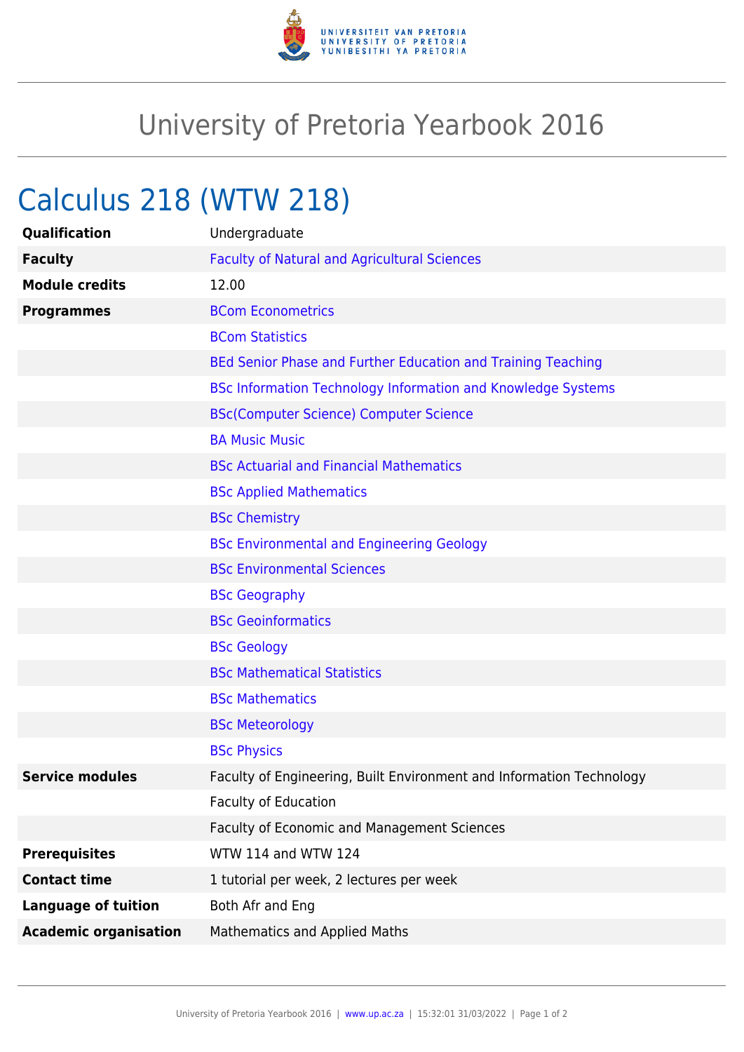# University of Pretoria Yearbook 2016

## Calculus 218 (WTW 218)

| | |
|---|---|
| **Qualification** | Undergraduate |
| **Faculty** | Faculty of Natural and Agricultural Sciences |
| **Module credits** | 12.00 |
| **Programmes** | BCom Econometrics |
| | BCom Statistics |
| | BEd Senior Phase and Further Education and Training Teaching |
| | BSc Information Technology Information and Knowledge Systems |
| | BSc(Computer Science) Computer Science |
| | BA Music Music |
| | BSc Actuarial and Financial Mathematics |
| | BSc Applied Mathematics |
| | BSc Chemistry |
| | BSc Environmental and Engineering Geology |
| | BSc Environmental Sciences |
| | BSc Geography |
| | BSc Geoinformatics |
| | BSc Geology |
| | BSc Mathematical Statistics |
| | BSc Mathematics |
| | BSc Meteorology |
| | BSc Physics |
| **Service modules** | Faculty of Engineering, Built Environment and Information Technology |
| | Faculty of Education |
| | Faculty of Economic and Management Sciences |
| **Prerequisites** | WTW 114 and WTW 124 |
| **Contact time** | 1 tutorial per week, 2 lectures per week |
| **Language of tuition** | Both Afr and Eng |
| **Academic organisation** | Mathematics and Applied Maths |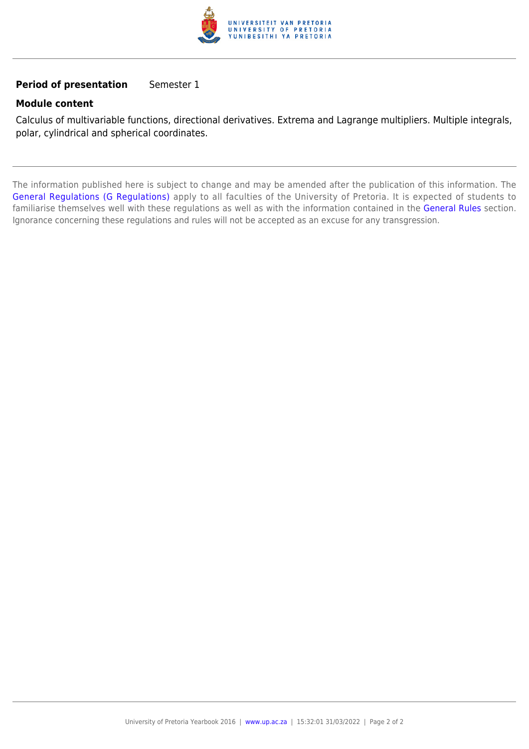**Period of presentation** Semester 1

**Module content**

Calculus of multivariable functions, directional derivatives. Extrema and Lagrange multipliers. Multiple integrals, polar, cylindrical and spherical coordinates.

---

The information published here is subject to change and may be amended after the publication of this information. The General Regulations (G Regulations) apply to all faculties of the University of Pretoria. It is expected of students to familiarise themselves well with these regulations as well as with the information contained in the General Rules section. Ignorance concerning these regulations and rules will not be accepted as an excuse for any transgression.